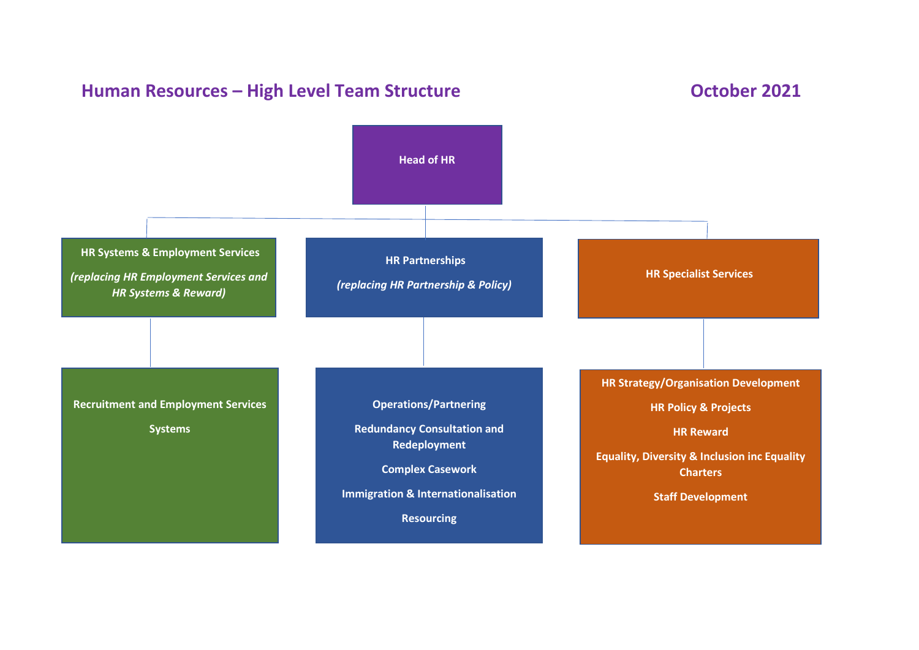# Human Resources – High Level Team Structure

**October 2021**

**Head of HR**

## HR Systems & Employment Services

*(replacing HR Employment Services and HR Systems & Reward)*

- Recruitment and Employment Services
- Systems

## HR Partnerships

*(replacing HR Partnership & Policy)*

- Operations/Partnering
- Redundancy Consultation and Redeployment
- Complex Casework
- Immigration & Internationalisation
- Resourcing

## HR Specialist Services

- HR Strategy/Organisation Development
- HR Policy & Projects
- HR Reward
- Equality, Diversity & Inclusion inc Equality Charters
- Staff Development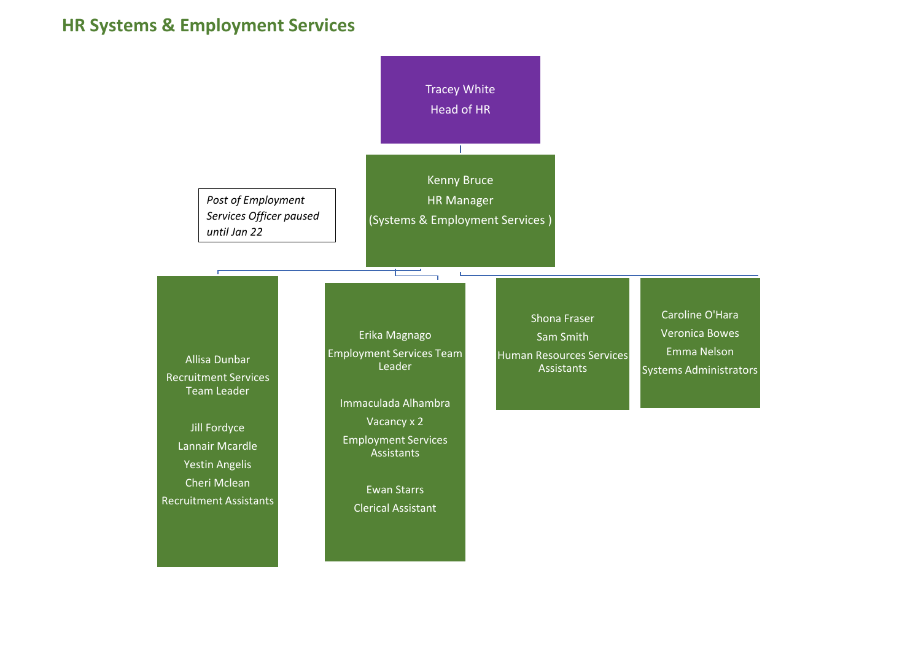## HR Systems & Employment Services

**Tracey White**
Head of HR

- **Kenny Bruce**
  HR Manager
  (Systems & Employment Services )

  *Post of Employment Services Officer paused until Jan 22*

  - **Allisa Dunbar**
    Recruitment Services Team Leader

    - Jill Fordyce
    - Lannair Mcardle
    - Yestin Angelis
    - Cheri Mclean

    Recruitment Assistants

  - **Erika Magnago**
    Employment Services Team Leader

    - Immaculada Alhambra
    - Vacancy x 2

    Employment Services Assistants

    - Ewan Starrs

    Clerical Assistant

  - Shona Fraser
  - Sam Smith

    Human Resources Services Assistants

  - Caroline O'Hara
  - Veronica Bowes
  - Emma Nelson

    Systems Administrators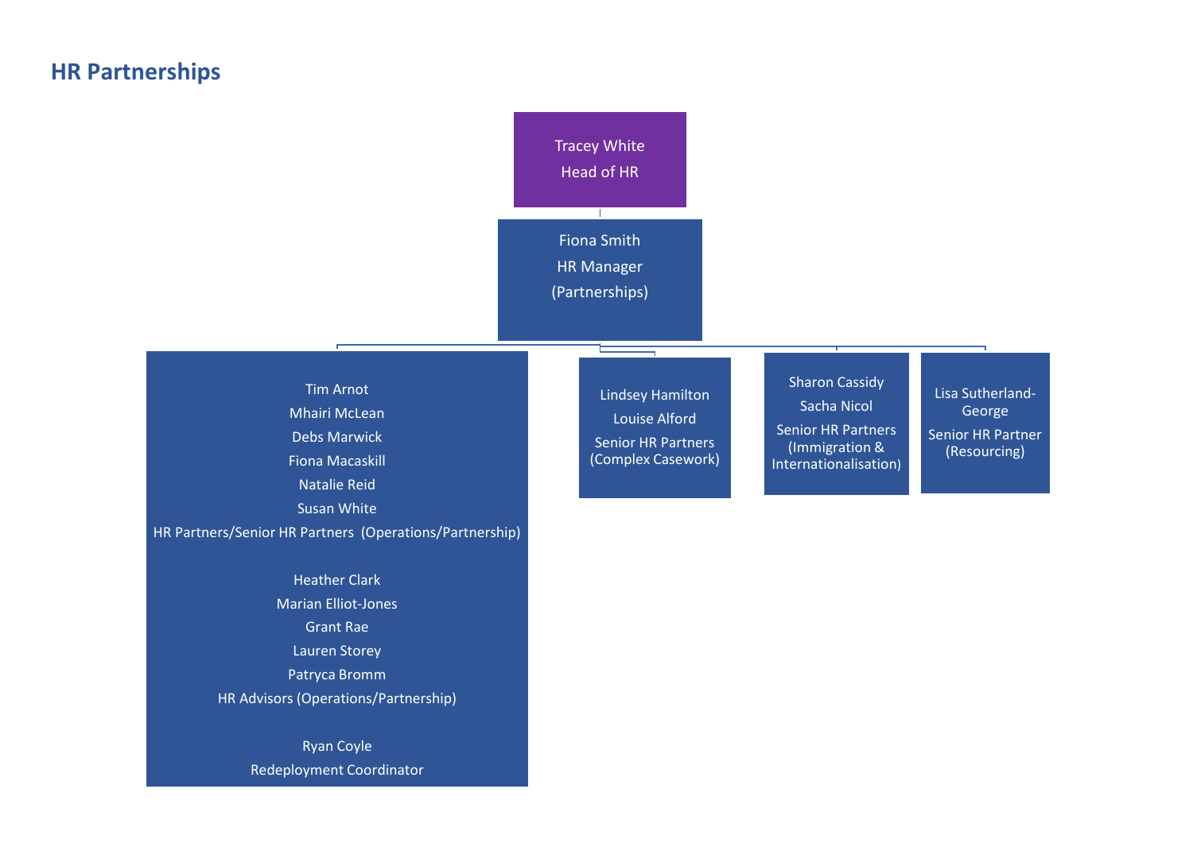## HR Partnerships

**Tracey White**
Head of HR

**Fiona Smith**
HR Manager
(Partnerships)

---

Tim Arnot
Mhairi McLean
Debs Marwick
Fiona Macaskill
Natalie Reid
Susan White
HR Partners/Senior HR Partners (Operations/Partnership)

Heather Clark
Marian Elliot-Jones
Grant Rae
Lauren Storey
Patryca Bromm
HR Advisors (Operations/Partnership)

Ryan Coyle
Redeployment Coordinator

---

Lindsey Hamilton
Louise Alford
Senior HR Partners (Complex Casework)

---

Sharon Cassidy
Sacha Nicol
Senior HR Partners (Immigration & Internationalisation)

---

Lisa Sutherland-George
Senior HR Partner (Resourcing)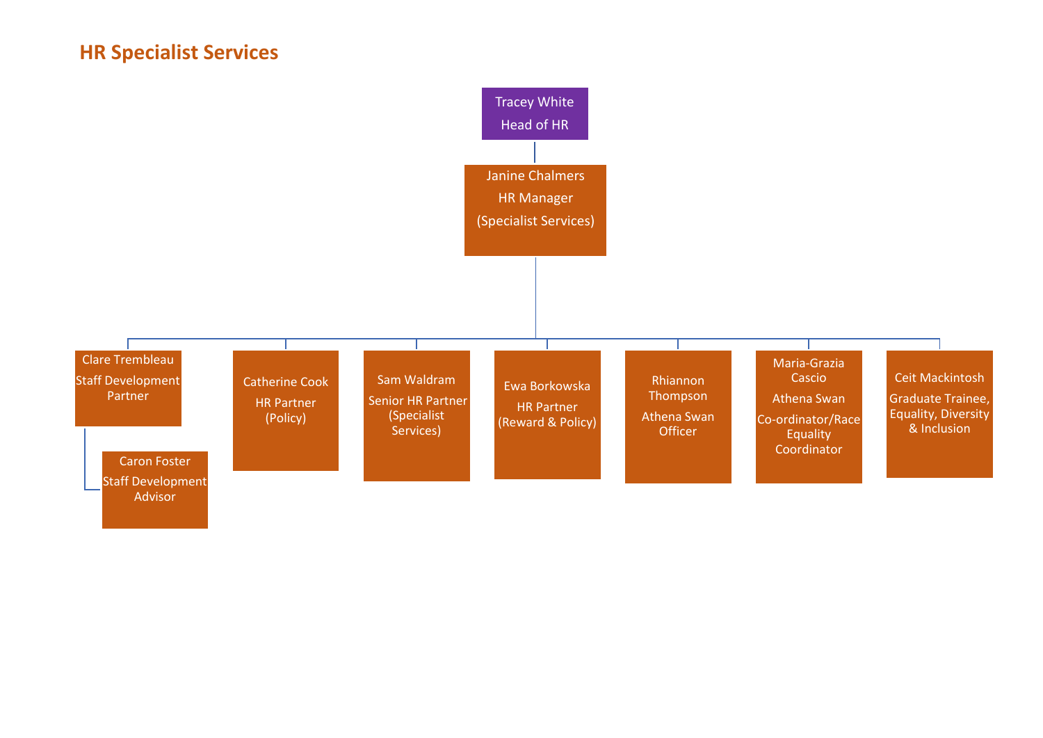# HR Specialist Services

Tracey White
Head of HR

Janine Chalmers
HR Manager
(Specialist Services)

Clare Trembleau
Staff Development Partner

Caron Foster
Staff Development Advisor

Catherine Cook
HR Partner
(Policy)

Sam Waldram
Senior HR Partner
(Specialist Services)

Ewa Borkowska
HR Partner
(Reward & Policy)

Rhiannon Thompson
Athena Swan Officer

Maria-Grazia Cascio
Athena Swan
Co-ordinator/Race Equality Coordinator

Ceit Mackintosh
Graduate Trainee, Equality, Diversity & Inclusion